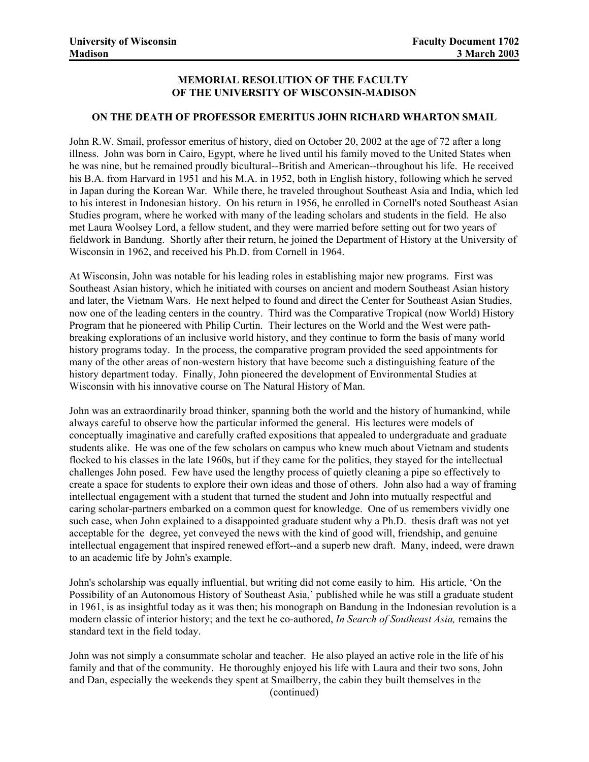**University of Wisconsin**
**Madison**

**Faculty Document 1702**
**3 March 2003**

## MEMORIAL RESOLUTION OF THE FACULTY OF THE UNIVERSITY OF WISCONSIN-MADISON

### ON THE DEATH OF PROFESSOR EMERITUS JOHN RICHARD WHARTON SMAIL

John R.W. Smail, professor emeritus of history, died on October 20, 2002 at the age of 72 after a long illness. John was born in Cairo, Egypt, where he lived until his family moved to the United States when he was nine, but he remained proudly bicultural--British and American--throughout his life. He received his B.A. from Harvard in 1951 and his M.A. in 1952, both in English history, following which he served in Japan during the Korean War. While there, he traveled throughout Southeast Asia and India, which led to his interest in Indonesian history. On his return in 1956, he enrolled in Cornell's noted Southeast Asian Studies program, where he worked with many of the leading scholars and students in the field. He also met Laura Woolsey Lord, a fellow student, and they were married before setting out for two years of fieldwork in Bandung. Shortly after their return, he joined the Department of History at the University of Wisconsin in 1962, and received his Ph.D. from Cornell in 1964.

At Wisconsin, John was notable for his leading roles in establishing major new programs. First was Southeast Asian history, which he initiated with courses on ancient and modern Southeast Asian history and later, the Vietnam Wars. He next helped to found and direct the Center for Southeast Asian Studies, now one of the leading centers in the country. Third was the Comparative Tropical (now World) History Program that he pioneered with Philip Curtin. Their lectures on the World and the West were path-breaking explorations of an inclusive world history, and they continue to form the basis of many world history programs today. In the process, the comparative program provided the seed appointments for many of the other areas of non-western history that have become such a distinguishing feature of the history department today. Finally, John pioneered the development of Environmental Studies at Wisconsin with his innovative course on The Natural History of Man.

John was an extraordinarily broad thinker, spanning both the world and the history of humankind, while always careful to observe how the particular informed the general. His lectures were models of conceptually imaginative and carefully crafted expositions that appealed to undergraduate and graduate students alike. He was one of the few scholars on campus who knew much about Vietnam and students flocked to his classes in the late 1960s, but if they came for the politics, they stayed for the intellectual challenges John posed. Few have used the lengthy process of quietly cleaning a pipe so effectively to create a space for students to explore their own ideas and those of others. John also had a way of framing intellectual engagement with a student that turned the student and John into mutually respectful and caring scholar-partners embarked on a common quest for knowledge. One of us remembers vividly one such case, when John explained to a disappointed graduate student why a Ph.D. thesis draft was not yet acceptable for the degree, yet conveyed the news with the kind of good will, friendship, and genuine intellectual engagement that inspired renewed effort--and a superb new draft. Many, indeed, were drawn to an academic life by John's example.

John's scholarship was equally influential, but writing did not come easily to him. His article, 'On the Possibility of an Autonomous History of Southeast Asia,' published while he was still a graduate student in 1961, is as insightful today as it was then; his monograph on Bandung in the Indonesian revolution is a modern classic of interior history; and the text he co-authored, *In Search of Southeast Asia,* remains the standard text in the field today.

John was not simply a consummate scholar and teacher. He also played an active role in the life of his family and that of the community. He thoroughly enjoyed his life with Laura and their two sons, John and Dan, especially the weekends they spent at Smailberry, the cabin they built themselves in the

(continued)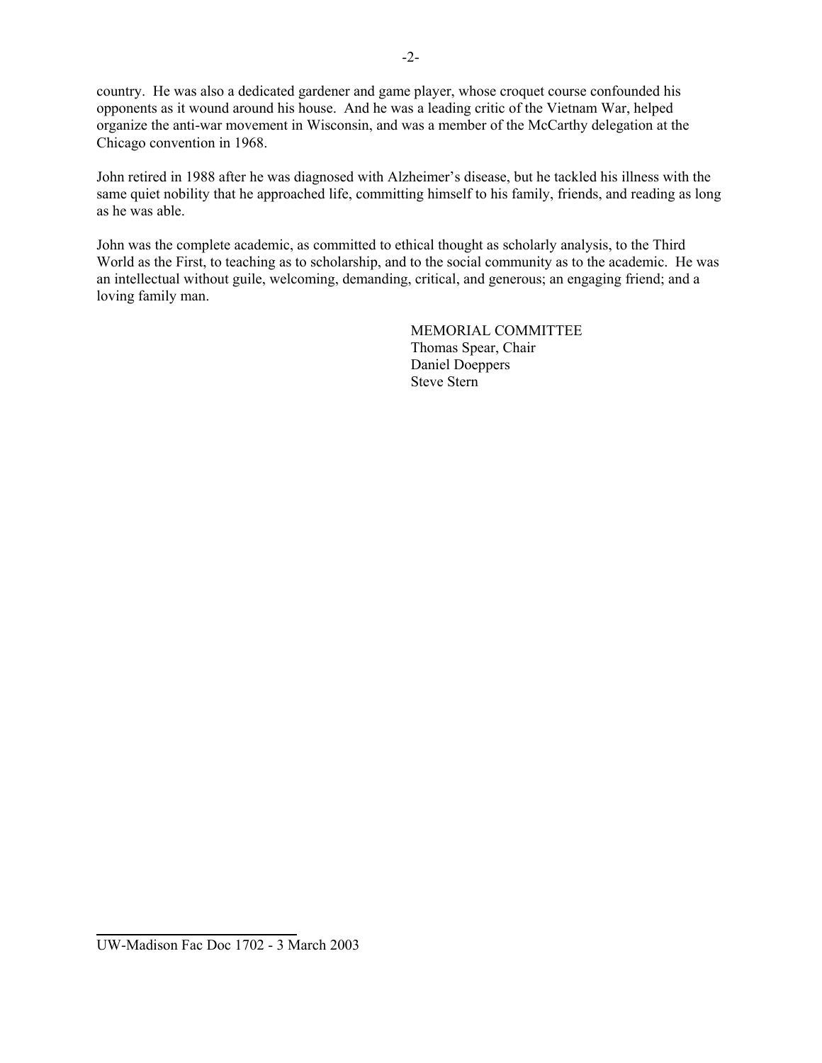country. He was also a dedicated gardener and game player, whose croquet course confounded his opponents as it wound around his house. And he was a leading critic of the Vietnam War, helped organize the anti-war movement in Wisconsin, and was a member of the McCarthy delegation at the Chicago convention in 1968.

John retired in 1988 after he was diagnosed with Alzheimer's disease, but he tackled his illness with the same quiet nobility that he approached life, committing himself to his family, friends, and reading as long as he was able.

John was the complete academic, as committed to ethical thought as scholarly analysis, to the Third World as the First, to teaching as to scholarship, and to the social community as to the academic. He was an intellectual without guile, welcoming, demanding, critical, and generous; an engaging friend; and a loving family man.

MEMORIAL COMMITTEE
Thomas Spear, Chair
Daniel Doeppers
Steve Stern

UW-Madison Fac Doc 1702 - 3 March 2003